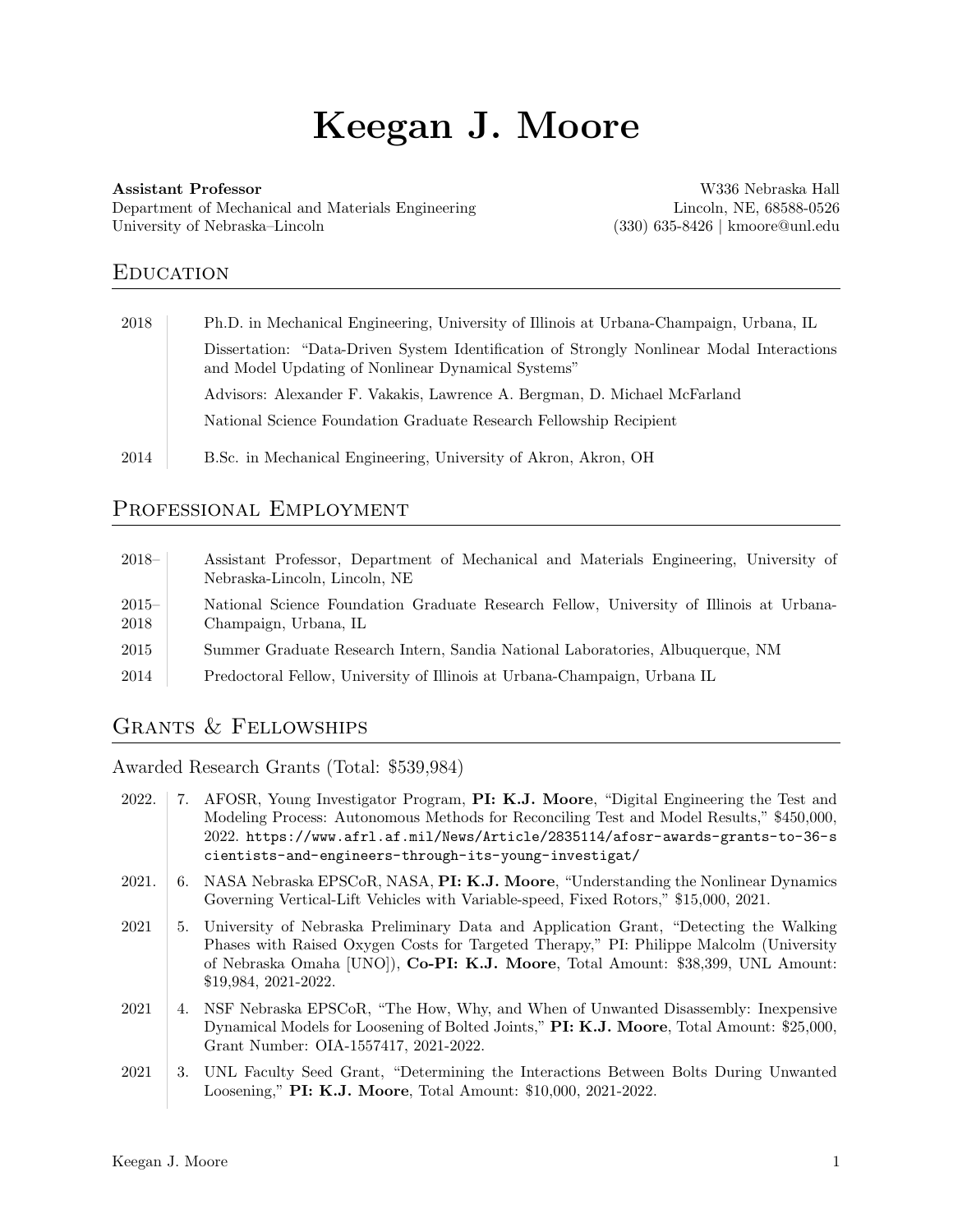# Keegan J. Moore

**Assistant Professor**
Department of Mechanical and Materials Engineering
University of Nebraska–Lincoln

W336 Nebraska Hall
Lincoln, NE, 68588-0526
(330) 635-8426 | kmoore@unl.edu

## Education

2018 — Ph.D. in Mechanical Engineering, University of Illinois at Urbana-Champaign, Urbana, IL

Dissertation: "Data-Driven System Identification of Strongly Nonlinear Modal Interactions and Model Updating of Nonlinear Dynamical Systems"

Advisors: Alexander F. Vakakis, Lawrence A. Bergman, D. Michael McFarland

National Science Foundation Graduate Research Fellowship Recipient

2014 — B.Sc. in Mechanical Engineering, University of Akron, Akron, OH

## Professional Employment

2018– — Assistant Professor, Department of Mechanical and Materials Engineering, University of Nebraska-Lincoln, Lincoln, NE

2015–2018 — National Science Foundation Graduate Research Fellow, University of Illinois at Urbana-Champaign, Urbana, IL

2015 — Summer Graduate Research Intern, Sandia National Laboratories, Albuquerque, NM

2014 — Predoctoral Fellow, University of Illinois at Urbana-Champaign, Urbana IL

## Grants & Fellowships

### Awarded Research Grants (Total: $539,984)

2022. 7. AFOSR, Young Investigator Program, **PI: K.J. Moore**, "Digital Engineering the Test and Modeling Process: Autonomous Methods for Reconciling Test and Model Results," $450,000, 2022. `https://www.afrl.af.mil/News/Article/2835114/afosr-awards-grants-to-36-scientists-and-engineers-through-its-young-investigat/`

2021. 6. NASA Nebraska EPSCoR, NASA, **PI: K.J. Moore**, "Understanding the Nonlinear Dynamics Governing Vertical-Lift Vehicles with Variable-speed, Fixed Rotors," $15,000, 2021.

2021 5. University of Nebraska Preliminary Data and Application Grant, "Detecting the Walking Phases with Raised Oxygen Costs for Targeted Therapy," PI: Philippe Malcolm (University of Nebraska Omaha [UNO]), **Co-PI: K.J. Moore**, Total Amount: $38,399, UNL Amount: $19,984, 2021-2022.

2021 4. NSF Nebraska EPSCoR, "The How, Why, and When of Unwanted Disassembly: Inexpensive Dynamical Models for Loosening of Bolted Joints," **PI: K.J. Moore**, Total Amount: $25,000, Grant Number: OIA-1557417, 2021-2022.

2021 3. UNL Faculty Seed Grant, "Determining the Interactions Between Bolts During Unwanted Loosening," **PI: K.J. Moore**, Total Amount: $10,000, 2021-2022.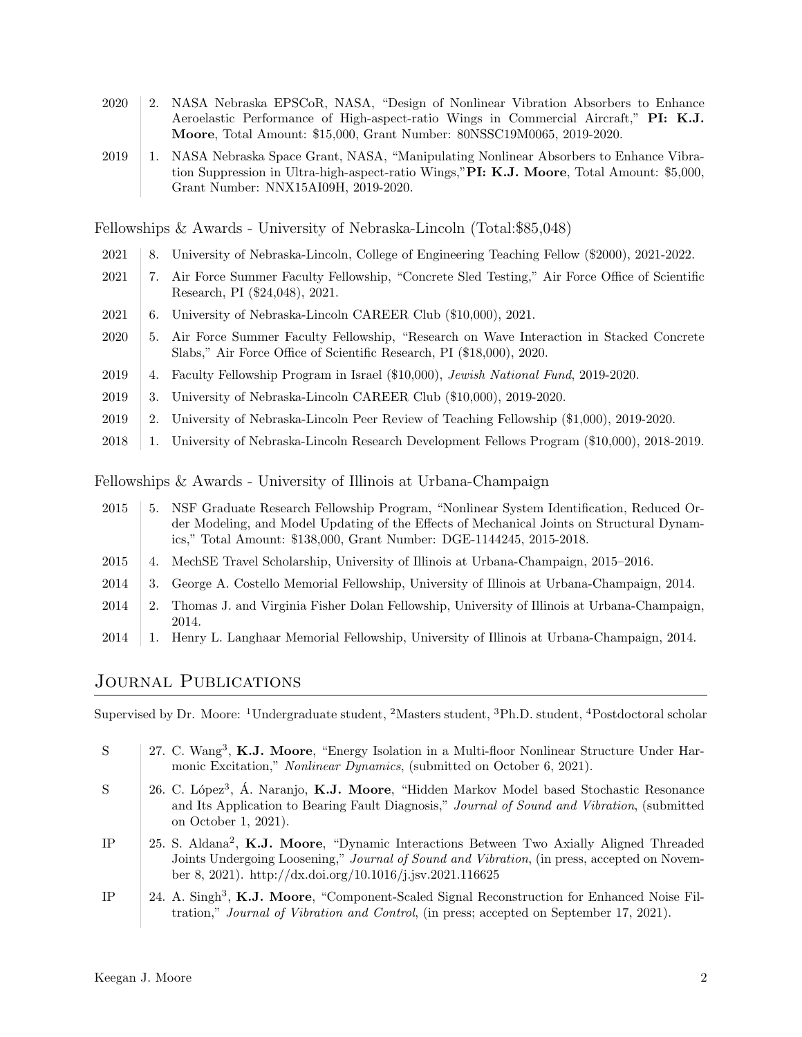2020 | 2. NASA Nebraska EPSCoR, NASA, "Design of Nonlinear Vibration Absorbers to Enhance Aeroelastic Performance of High-aspect-ratio Wings in Commercial Aircraft," **PI: K.J. Moore**, Total Amount: $15,000, Grant Number: 80NSSC19M0065, 2019-2020.

2019 | 1. NASA Nebraska Space Grant, NASA, "Manipulating Nonlinear Absorbers to Enhance Vibration Suppression in Ultra-high-aspect-ratio Wings,"**PI: K.J. Moore**, Total Amount: $5,000, Grant Number: NNX15AI09H, 2019-2020.

### Fellowships & Awards - University of Nebraska-Lincoln (Total:$85,048)

2021 | 8. University of Nebraska-Lincoln, College of Engineering Teaching Fellow ($2000), 2021-2022.

2021 | 7. Air Force Summer Faculty Fellowship, "Concrete Sled Testing," Air Force Office of Scientific Research, PI ($24,048), 2021.

2021 | 6. University of Nebraska-Lincoln CAREER Club ($10,000), 2021.

2020 | 5. Air Force Summer Faculty Fellowship, "Research on Wave Interaction in Stacked Concrete Slabs," Air Force Office of Scientific Research, PI ($18,000), 2020.

2019 | 4. Faculty Fellowship Program in Israel ($10,000), *Jewish National Fund*, 2019-2020.

2019 | 3. University of Nebraska-Lincoln CAREER Club ($10,000), 2019-2020.

2019 | 2. University of Nebraska-Lincoln Peer Review of Teaching Fellowship ($1,000), 2019-2020.

2018 | 1. University of Nebraska-Lincoln Research Development Fellows Program ($10,000), 2018-2019.

### Fellowships & Awards - University of Illinois at Urbana-Champaign

2015 | 5. NSF Graduate Research Fellowship Program, "Nonlinear System Identification, Reduced Order Modeling, and Model Updating of the Effects of Mechanical Joints on Structural Dynamics," Total Amount: $138,000, Grant Number: DGE-1144245, 2015-2018.

2015 | 4. MechSE Travel Scholarship, University of Illinois at Urbana-Champaign, 2015–2016.

2014 | 3. George A. Costello Memorial Fellowship, University of Illinois at Urbana-Champaign, 2014.

2014 | 2. Thomas J. and Virginia Fisher Dolan Fellowship, University of Illinois at Urbana-Champaign, 2014.

2014 | 1. Henry L. Langhaar Memorial Fellowship, University of Illinois at Urbana-Champaign, 2014.

## Journal Publications

Supervised by Dr. Moore: [1]Undergraduate student, [2]Masters student, [3]Ph.D. student, [4]Postdoctoral scholar

S | 27. C. Wang[3], **K.J. Moore**, "Energy Isolation in a Multi-floor Nonlinear Structure Under Harmonic Excitation," *Nonlinear Dynamics*, (submitted on October 6, 2021).

S | 26. C. López[3], Á. Naranjo, **K.J. Moore**, "Hidden Markov Model based Stochastic Resonance and Its Application to Bearing Fault Diagnosis," *Journal of Sound and Vibration*, (submitted on October 1, 2021).

IP | 25. S. Aldana[2], **K.J. Moore**, "Dynamic Interactions Between Two Axially Aligned Threaded Joints Undergoing Loosening," *Journal of Sound and Vibration*, (in press, accepted on November 8, 2021). http://dx.doi.org/10.1016/j.jsv.2021.116625

IP | 24. A. Singh[3], **K.J. Moore**, "Component-Scaled Signal Reconstruction for Enhanced Noise Filtration," *Journal of Vibration and Control*, (in press; accepted on September 17, 2021).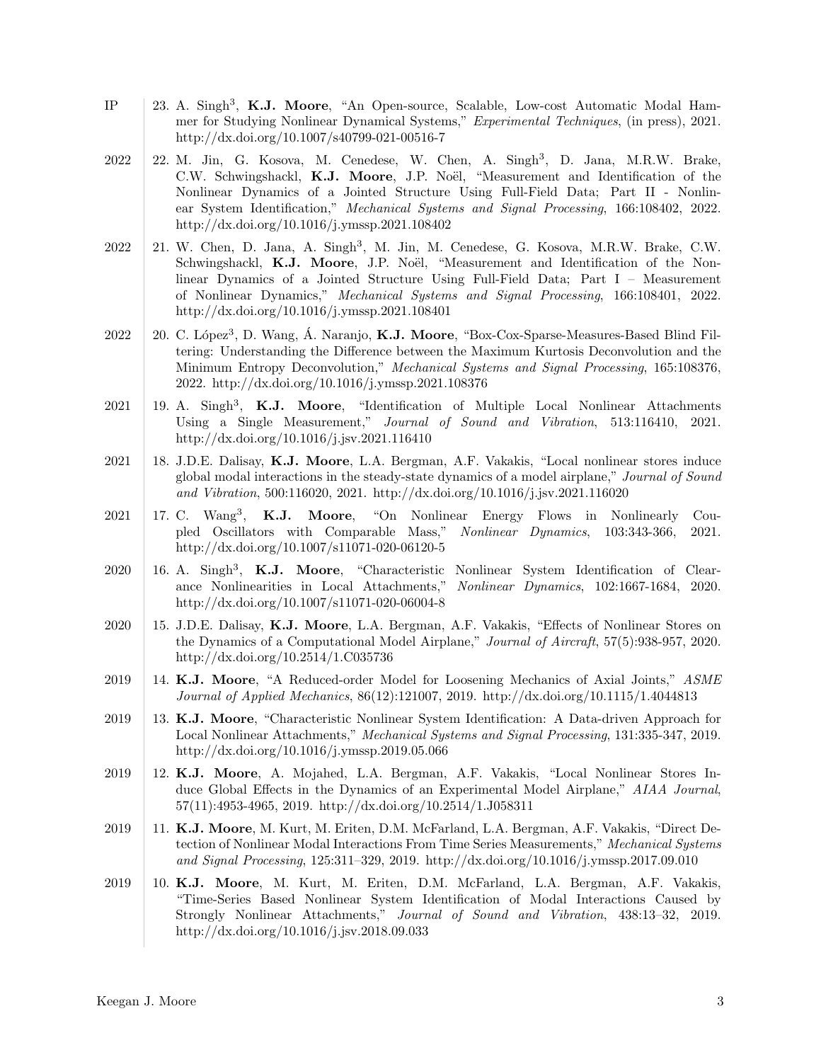IP | 23. A. Singh[3], **K.J. Moore**, "An Open-source, Scalable, Low-cost Automatic Modal Hammer for Studying Nonlinear Dynamical Systems," *Experimental Techniques*, (in press), 2021. http://dx.doi.org/10.1007/s40799-021-00516-7

2022 | 22. M. Jin, G. Kosova, M. Cenedese, W. Chen, A. Singh[3], D. Jana, M.R.W. Brake, C.W. Schwingshackl, **K.J. Moore**, J.P. Noël, "Measurement and Identification of the Nonlinear Dynamics of a Jointed Structure Using Full-Field Data; Part II - Nonlinear System Identification," *Mechanical Systems and Signal Processing*, 166:108402, 2022. http://dx.doi.org/10.1016/j.ymssp.2021.108402

2022 | 21. W. Chen, D. Jana, A. Singh[3], M. Jin, M. Cenedese, G. Kosova, M.R.W. Brake, C.W. Schwingshackl, **K.J. Moore**, J.P. Noël, "Measurement and Identification of the Nonlinear Dynamics of a Jointed Structure Using Full-Field Data; Part I – Measurement of Nonlinear Dynamics," *Mechanical Systems and Signal Processing*, 166:108401, 2022. http://dx.doi.org/10.1016/j.ymssp.2021.108401

2022 | 20. C. López[3], D. Wang, Á. Naranjo, **K.J. Moore**, "Box-Cox-Sparse-Measures-Based Blind Filtering: Understanding the Difference between the Maximum Kurtosis Deconvolution and the Minimum Entropy Deconvolution," *Mechanical Systems and Signal Processing*, 165:108376, 2022. http://dx.doi.org/10.1016/j.ymssp.2021.108376

2021 | 19. A. Singh[3], **K.J. Moore**, "Identification of Multiple Local Nonlinear Attachments Using a Single Measurement," *Journal of Sound and Vibration*, 513:116410, 2021. http://dx.doi.org/10.1016/j.jsv.2021.116410

2021 | 18. J.D.E. Dalisay, **K.J. Moore**, L.A. Bergman, A.F. Vakakis, "Local nonlinear stores induce global modal interactions in the steady-state dynamics of a model airplane," *Journal of Sound and Vibration*, 500:116020, 2021. http://dx.doi.org/10.1016/j.jsv.2021.116020

2021 | 17. C. Wang[3], **K.J. Moore**, "On Nonlinear Energy Flows in Nonlinearly Coupled Oscillators with Comparable Mass," *Nonlinear Dynamics*, 103:343-366, 2021. http://dx.doi.org/10.1007/s11071-020-06120-5

2020 | 16. A. Singh[3], **K.J. Moore**, "Characteristic Nonlinear System Identification of Clearance Nonlinearities in Local Attachments," *Nonlinear Dynamics*, 102:1667-1684, 2020. http://dx.doi.org/10.1007/s11071-020-06004-8

2020 | 15. J.D.E. Dalisay, **K.J. Moore**, L.A. Bergman, A.F. Vakakis, "Effects of Nonlinear Stores on the Dynamics of a Computational Model Airplane," *Journal of Aircraft*, 57(5):938-957, 2020. http://dx.doi.org/10.2514/1.C035736

2019 | 14. **K.J. Moore**, "A Reduced-order Model for Loosening Mechanics of Axial Joints," *ASME Journal of Applied Mechanics*, 86(12):121007, 2019. http://dx.doi.org/10.1115/1.4044813

2019 | 13. **K.J. Moore**, "Characteristic Nonlinear System Identification: A Data-driven Approach for Local Nonlinear Attachments," *Mechanical Systems and Signal Processing*, 131:335-347, 2019. http://dx.doi.org/10.1016/j.ymssp.2019.05.066

2019 | 12. **K.J. Moore**, A. Mojahed, L.A. Bergman, A.F. Vakakis, "Local Nonlinear Stores Induce Global Effects in the Dynamics of an Experimental Model Airplane," *AIAA Journal*, 57(11):4953-4965, 2019. http://dx.doi.org/10.2514/1.J058311

2019 | 11. **K.J. Moore**, M. Kurt, M. Eriten, D.M. McFarland, L.A. Bergman, A.F. Vakakis, "Direct Detection of Nonlinear Modal Interactions From Time Series Measurements," *Mechanical Systems and Signal Processing*, 125:311–329, 2019. http://dx.doi.org/10.1016/j.ymssp.2017.09.010

2019 | 10. **K.J. Moore**, M. Kurt, M. Eriten, D.M. McFarland, L.A. Bergman, A.F. Vakakis, "Time-Series Based Nonlinear System Identification of Modal Interactions Caused by Strongly Nonlinear Attachments," *Journal of Sound and Vibration*, 438:13–32, 2019. http://dx.doi.org/10.1016/j.jsv.2018.09.033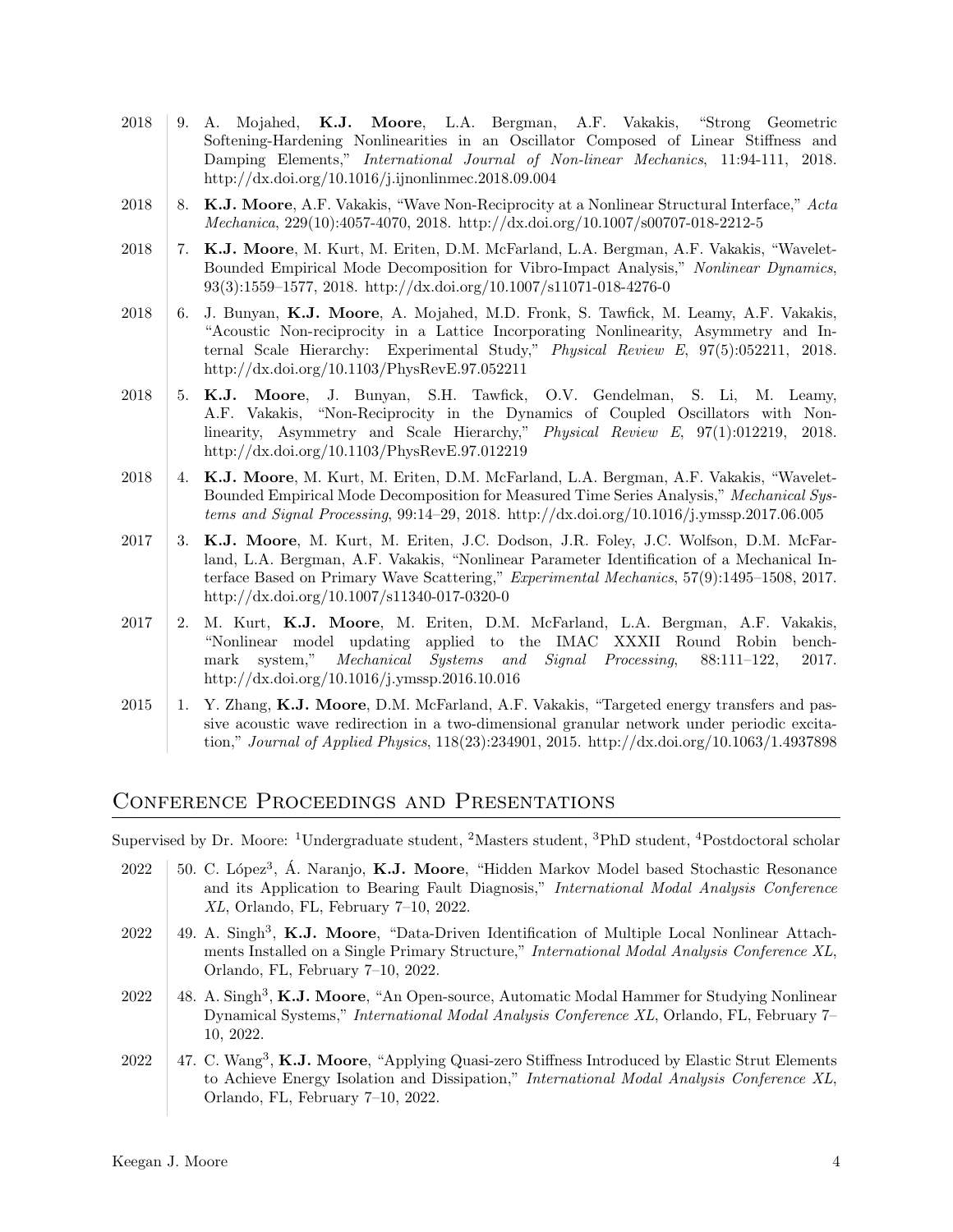2018 | 9. A. Mojahed, **K.J. Moore**, L.A. Bergman, A.F. Vakakis, "Strong Geometric Softening-Hardening Nonlinearities in an Oscillator Composed of Linear Stiffness and Damping Elements," *International Journal of Non-linear Mechanics*, 11:94-111, 2018. http://dx.doi.org/10.1016/j.ijnonlinmec.2018.09.004

2018 | 8. **K.J. Moore**, A.F. Vakakis, "Wave Non-Reciprocity at a Nonlinear Structural Interface," *Acta Mechanica*, 229(10):4057-4070, 2018. http://dx.doi.org/10.1007/s00707-018-2212-5

2018 | 7. **K.J. Moore**, M. Kurt, M. Eriten, D.M. McFarland, L.A. Bergman, A.F. Vakakis, "Wavelet-Bounded Empirical Mode Decomposition for Vibro-Impact Analysis," *Nonlinear Dynamics*, 93(3):1559–1577, 2018. http://dx.doi.org/10.1007/s11071-018-4276-0

2018 | 6. J. Bunyan, **K.J. Moore**, A. Mojahed, M.D. Fronk, S. Tawfick, M. Leamy, A.F. Vakakis, "Acoustic Non-reciprocity in a Lattice Incorporating Nonlinearity, Asymmetry and Internal Scale Hierarchy: Experimental Study," *Physical Review E*, 97(5):052211, 2018. http://dx.doi.org/10.1103/PhysRevE.97.052211

2018 | 5. **K.J. Moore**, J. Bunyan, S.H. Tawfick, O.V. Gendelman, S. Li, M. Leamy, A.F. Vakakis, "Non-Reciprocity in the Dynamics of Coupled Oscillators with Nonlinearity, Asymmetry and Scale Hierarchy," *Physical Review E*, 97(1):012219, 2018. http://dx.doi.org/10.1103/PhysRevE.97.012219

2018 | 4. **K.J. Moore**, M. Kurt, M. Eriten, D.M. McFarland, L.A. Bergman, A.F. Vakakis, "Wavelet-Bounded Empirical Mode Decomposition for Measured Time Series Analysis," *Mechanical Systems and Signal Processing*, 99:14–29, 2018. http://dx.doi.org/10.1016/j.ymssp.2017.06.005

2017 | 3. **K.J. Moore**, M. Kurt, M. Eriten, J.C. Dodson, J.R. Foley, J.C. Wolfson, D.M. McFarland, L.A. Bergman, A.F. Vakakis, "Nonlinear Parameter Identification of a Mechanical Interface Based on Primary Wave Scattering," *Experimental Mechanics*, 57(9):1495–1508, 2017. http://dx.doi.org/10.1007/s11340-017-0320-0

2017 | 2. M. Kurt, **K.J. Moore**, M. Eriten, D.M. McFarland, L.A. Bergman, A.F. Vakakis, "Nonlinear model updating applied to the IMAC XXXII Round Robin benchmark system," *Mechanical Systems and Signal Processing*, 88:111–122, 2017. http://dx.doi.org/10.1016/j.ymssp.2016.10.016

2015 | 1. Y. Zhang, **K.J. Moore**, D.M. McFarland, A.F. Vakakis, "Targeted energy transfers and passive acoustic wave redirection in a two-dimensional granular network under periodic excitation," *Journal of Applied Physics*, 118(23):234901, 2015. http://dx.doi.org/10.1063/1.4937898

## Conference Proceedings and Presentations

Supervised by Dr. Moore: [1]Undergraduate student, [2]Masters student, [3]PhD student, [4]Postdoctoral scholar

2022 | 50. C. López[3], Á. Naranjo, **K.J. Moore**, "Hidden Markov Model based Stochastic Resonance and its Application to Bearing Fault Diagnosis," *International Modal Analysis Conference XL*, Orlando, FL, February 7–10, 2022.

2022 | 49. A. Singh[3], **K.J. Moore**, "Data-Driven Identification of Multiple Local Nonlinear Attachments Installed on a Single Primary Structure," *International Modal Analysis Conference XL*, Orlando, FL, February 7–10, 2022.

2022 | 48. A. Singh[3], **K.J. Moore**, "An Open-source, Automatic Modal Hammer for Studying Nonlinear Dynamical Systems," *International Modal Analysis Conference XL*, Orlando, FL, February 7–10, 2022.

2022 | 47. C. Wang[3], **K.J. Moore**, "Applying Quasi-zero Stiffness Introduced by Elastic Strut Elements to Achieve Energy Isolation and Dissipation," *International Modal Analysis Conference XL*, Orlando, FL, February 7–10, 2022.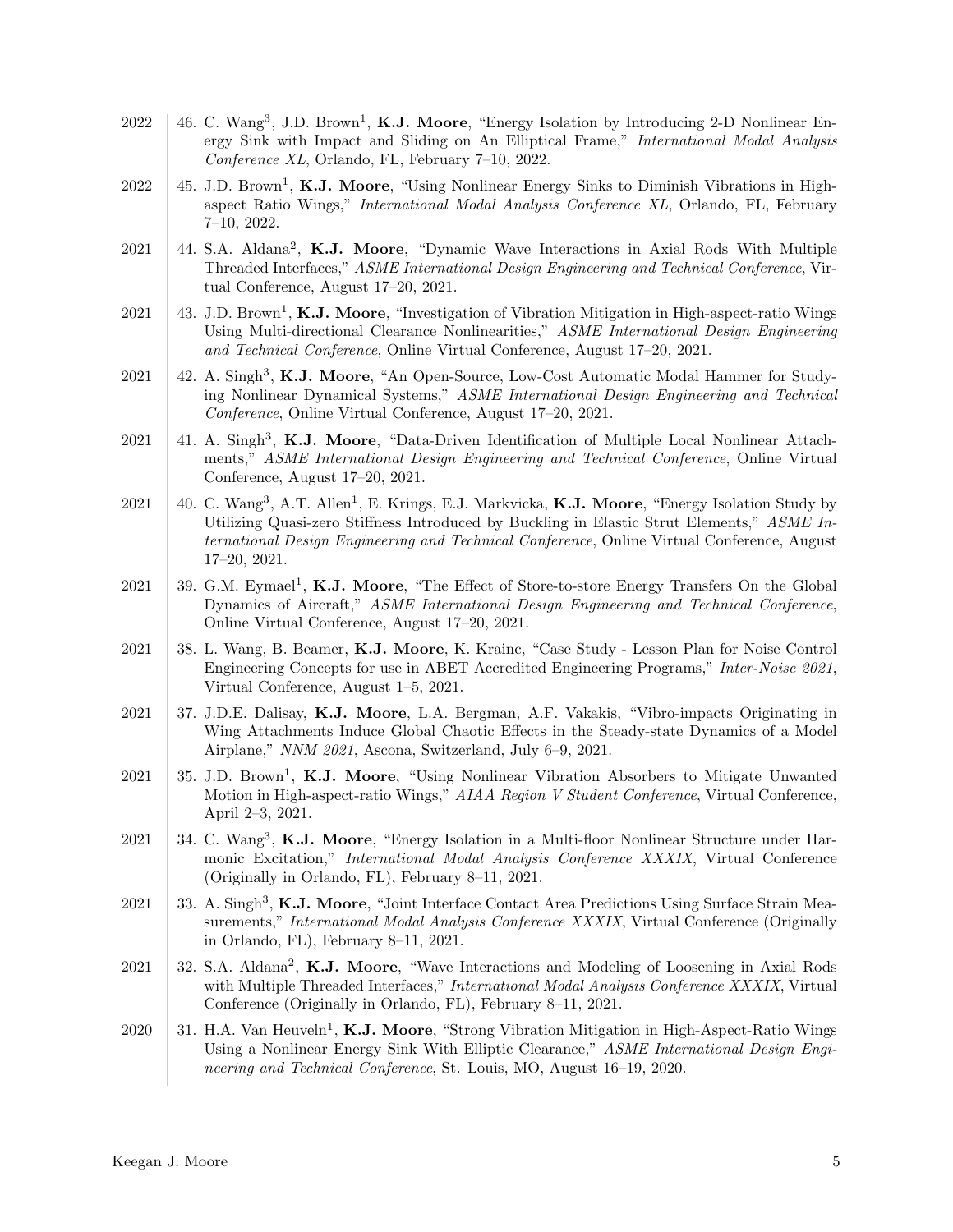2022 | 46. C. Wang[3], J.D. Brown[1], **K.J. Moore**, "Energy Isolation by Introducing 2-D Nonlinear Energy Sink with Impact and Sliding on An Elliptical Frame," *International Modal Analysis Conference XL*, Orlando, FL, February 7–10, 2022.

2022 | 45. J.D. Brown[1], **K.J. Moore**, "Using Nonlinear Energy Sinks to Diminish Vibrations in High-aspect Ratio Wings," *International Modal Analysis Conference XL*, Orlando, FL, February 7–10, 2022.

2021 | 44. S.A. Aldana[2], **K.J. Moore**, "Dynamic Wave Interactions in Axial Rods With Multiple Threaded Interfaces," *ASME International Design Engineering and Technical Conference*, Virtual Conference, August 17–20, 2021.

2021 | 43. J.D. Brown[1], **K.J. Moore**, "Investigation of Vibration Mitigation in High-aspect-ratio Wings Using Multi-directional Clearance Nonlinearities," *ASME International Design Engineering and Technical Conference*, Online Virtual Conference, August 17–20, 2021.

2021 | 42. A. Singh[3], **K.J. Moore**, "An Open-Source, Low-Cost Automatic Modal Hammer for Studying Nonlinear Dynamical Systems," *ASME International Design Engineering and Technical Conference*, Online Virtual Conference, August 17–20, 2021.

2021 | 41. A. Singh[3], **K.J. Moore**, "Data-Driven Identification of Multiple Local Nonlinear Attachments," *ASME International Design Engineering and Technical Conference*, Online Virtual Conference, August 17–20, 2021.

2021 | 40. C. Wang[3], A.T. Allen[1], E. Krings, E.J. Markvicka, **K.J. Moore**, "Energy Isolation Study by Utilizing Quasi-zero Stiffness Introduced by Buckling in Elastic Strut Elements," *ASME International Design Engineering and Technical Conference*, Online Virtual Conference, August 17–20, 2021.

2021 | 39. G.M. Eymael[1], **K.J. Moore**, "The Effect of Store-to-store Energy Transfers On the Global Dynamics of Aircraft," *ASME International Design Engineering and Technical Conference*, Online Virtual Conference, August 17–20, 2021.

2021 | 38. L. Wang, B. Beamer, **K.J. Moore**, K. Krainc, "Case Study - Lesson Plan for Noise Control Engineering Concepts for use in ABET Accredited Engineering Programs," *Inter-Noise 2021*, Virtual Conference, August 1–5, 2021.

2021 | 37. J.D.E. Dalisay, **K.J. Moore**, L.A. Bergman, A.F. Vakakis, "Vibro-impacts Originating in Wing Attachments Induce Global Chaotic Effects in the Steady-state Dynamics of a Model Airplane," *NNM 2021*, Ascona, Switzerland, July 6–9, 2021.

2021 | 35. J.D. Brown[1], **K.J. Moore**, "Using Nonlinear Vibration Absorbers to Mitigate Unwanted Motion in High-aspect-ratio Wings," *AIAA Region V Student Conference*, Virtual Conference, April 2–3, 2021.

2021 | 34. C. Wang[3], **K.J. Moore**, "Energy Isolation in a Multi-floor Nonlinear Structure under Harmonic Excitation," *International Modal Analysis Conference XXXIX*, Virtual Conference (Originally in Orlando, FL), February 8–11, 2021.

2021 | 33. A. Singh[3], **K.J. Moore**, "Joint Interface Contact Area Predictions Using Surface Strain Measurements," *International Modal Analysis Conference XXXIX*, Virtual Conference (Originally in Orlando, FL), February 8–11, 2021.

2021 | 32. S.A. Aldana[2], **K.J. Moore**, "Wave Interactions and Modeling of Loosening in Axial Rods with Multiple Threaded Interfaces," *International Modal Analysis Conference XXXIX*, Virtual Conference (Originally in Orlando, FL), February 8–11, 2021.

2020 | 31. H.A. Van Heuveln[1], **K.J. Moore**, "Strong Vibration Mitigation in High-Aspect-Ratio Wings Using a Nonlinear Energy Sink With Elliptic Clearance," *ASME International Design Engineering and Technical Conference*, St. Louis, MO, August 16–19, 2020.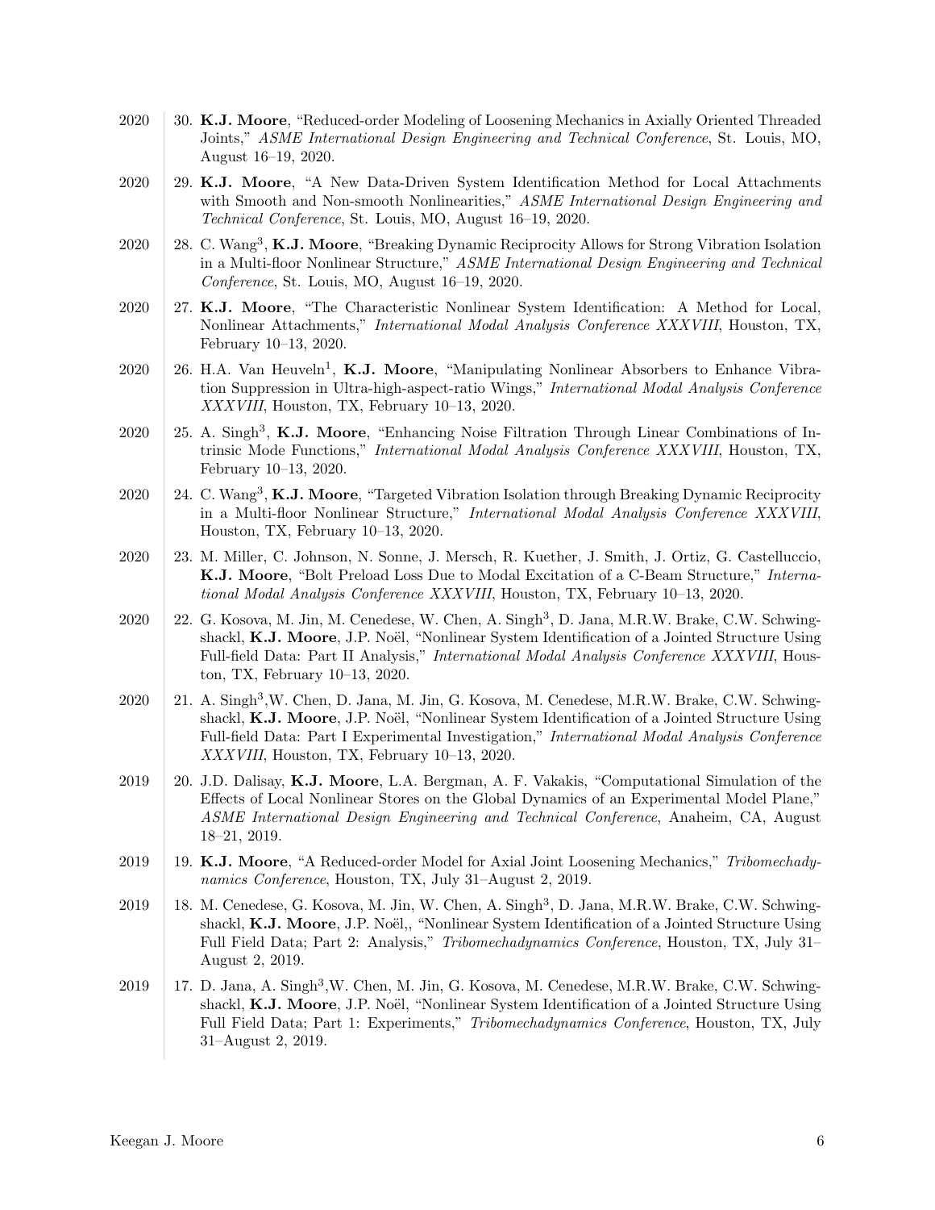2020 | 30. **K.J. Moore**, "Reduced-order Modeling of Loosening Mechanics in Axially Oriented Threaded Joints," *ASME International Design Engineering and Technical Conference*, St. Louis, MO, August 16–19, 2020.

2020 | 29. **K.J. Moore**, "A New Data-Driven System Identification Method for Local Attachments with Smooth and Non-smooth Nonlinearities," *ASME International Design Engineering and Technical Conference*, St. Louis, MO, August 16–19, 2020.

2020 | 28. C. Wang[3], **K.J. Moore**, "Breaking Dynamic Reciprocity Allows for Strong Vibration Isolation in a Multi-floor Nonlinear Structure," *ASME International Design Engineering and Technical Conference*, St. Louis, MO, August 16–19, 2020.

2020 | 27. **K.J. Moore**, "The Characteristic Nonlinear System Identification: A Method for Local, Nonlinear Attachments," *International Modal Analysis Conference XXXVIII*, Houston, TX, February 10–13, 2020.

2020 | 26. H.A. Van Heuveln[1], **K.J. Moore**, "Manipulating Nonlinear Absorbers to Enhance Vibration Suppression in Ultra-high-aspect-ratio Wings," *International Modal Analysis Conference XXXVIII*, Houston, TX, February 10–13, 2020.

2020 | 25. A. Singh[3], **K.J. Moore**, "Enhancing Noise Filtration Through Linear Combinations of Intrinsic Mode Functions," *International Modal Analysis Conference XXXVIII*, Houston, TX, February 10–13, 2020.

2020 | 24. C. Wang[3], **K.J. Moore**, "Targeted Vibration Isolation through Breaking Dynamic Reciprocity in a Multi-floor Nonlinear Structure," *International Modal Analysis Conference XXXVIII*, Houston, TX, February 10–13, 2020.

2020 | 23. M. Miller, C. Johnson, N. Sonne, J. Mersch, R. Kuether, J. Smith, J. Ortiz, G. Castelluccio, **K.J. Moore**, "Bolt Preload Loss Due to Modal Excitation of a C-Beam Structure," *International Modal Analysis Conference XXXVIII*, Houston, TX, February 10–13, 2020.

2020 | 22. G. Kosova, M. Jin, M. Cenedese, W. Chen, A. Singh[3], D. Jana, M.R.W. Brake, C.W. Schwingshackl, **K.J. Moore**, J.P. Noël, "Nonlinear System Identification of a Jointed Structure Using Full-field Data: Part II Analysis," *International Modal Analysis Conference XXXVIII*, Houston, TX, February 10–13, 2020.

2020 | 21. A. Singh[3],W. Chen, D. Jana, M. Jin, G. Kosova, M. Cenedese, M.R.W. Brake, C.W. Schwingshackl, **K.J. Moore**, J.P. Noël, "Nonlinear System Identification of a Jointed Structure Using Full-field Data: Part I Experimental Investigation," *International Modal Analysis Conference XXXVIII*, Houston, TX, February 10–13, 2020.

2019 | 20. J.D. Dalisay, **K.J. Moore**, L.A. Bergman, A. F. Vakakis, "Computational Simulation of the Effects of Local Nonlinear Stores on the Global Dynamics of an Experimental Model Plane," *ASME International Design Engineering and Technical Conference*, Anaheim, CA, August 18–21, 2019.

2019 | 19. **K.J. Moore**, "A Reduced-order Model for Axial Joint Loosening Mechanics," *Tribomechadynamics Conference*, Houston, TX, July 31–August 2, 2019.

2019 | 18. M. Cenedese, G. Kosova, M. Jin, W. Chen, A. Singh[3], D. Jana, M.R.W. Brake, C.W. Schwingshackl, **K.J. Moore**, J.P. Noël,, "Nonlinear System Identification of a Jointed Structure Using Full Field Data; Part 2: Analysis," *Tribomechadynamics Conference*, Houston, TX, July 31–August 2, 2019.

2019 | 17. D. Jana, A. Singh[3],W. Chen, M. Jin, G. Kosova, M. Cenedese, M.R.W. Brake, C.W. Schwingshackl, **K.J. Moore**, J.P. Noël, "Nonlinear System Identification of a Jointed Structure Using Full Field Data; Part 1: Experiments," *Tribomechadynamics Conference*, Houston, TX, July 31–August 2, 2019.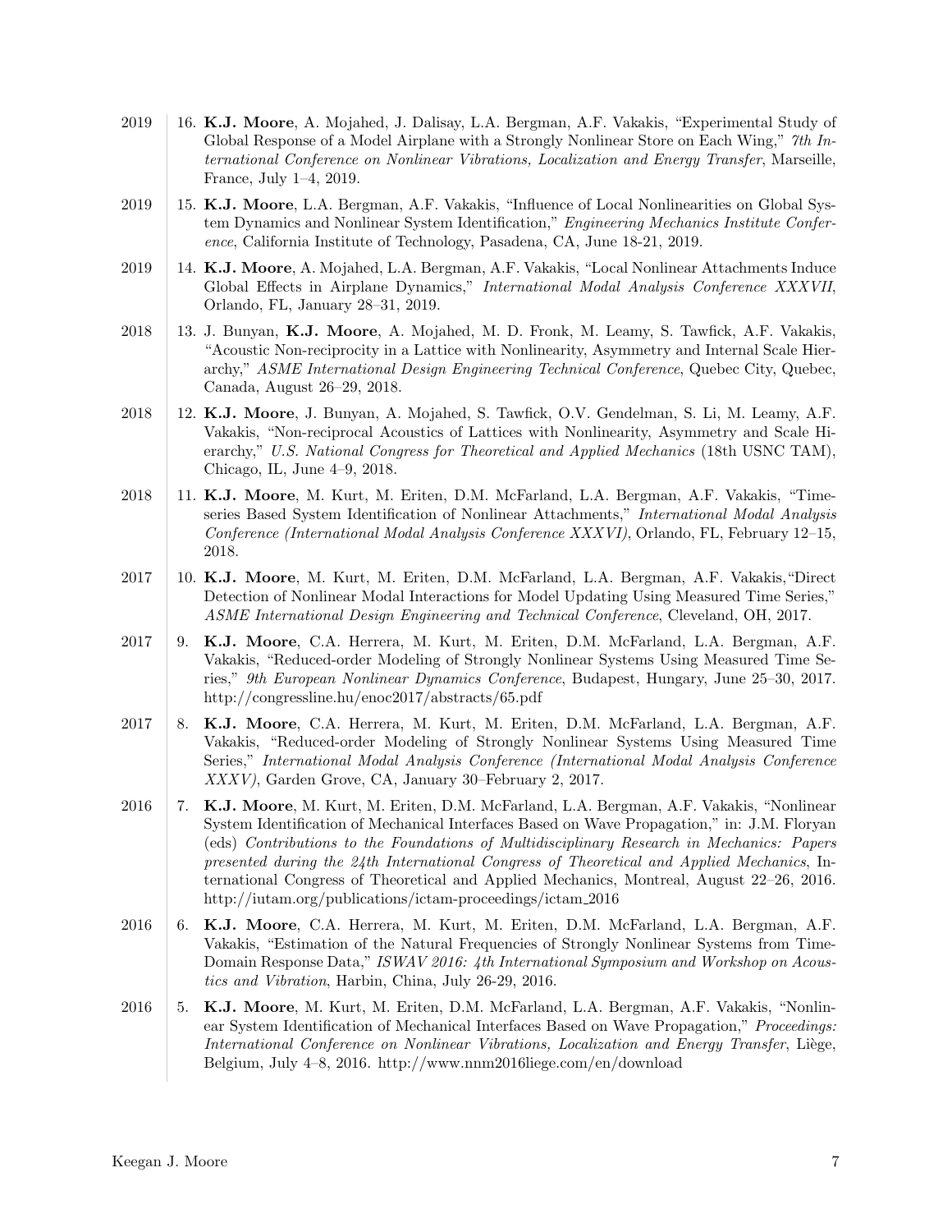2019 16. **K.J. Moore**, A. Mojahed, J. Dalisay, L.A. Bergman, A.F. Vakakis, "Experimental Study of Global Response of a Model Airplane with a Strongly Nonlinear Store on Each Wing," *7th International Conference on Nonlinear Vibrations, Localization and Energy Transfer*, Marseille, France, July 1–4, 2019.

2019 15. **K.J. Moore**, L.A. Bergman, A.F. Vakakis, "Influence of Local Nonlinearities on Global System Dynamics and Nonlinear System Identification," *Engineering Mechanics Institute Conference*, California Institute of Technology, Pasadena, CA, June 18-21, 2019.

2019 14. **K.J. Moore**, A. Mojahed, L.A. Bergman, A.F. Vakakis, "Local Nonlinear Attachments Induce Global Effects in Airplane Dynamics," *International Modal Analysis Conference XXXVII*, Orlando, FL, January 28–31, 2019.

2018 13. J. Bunyan, **K.J. Moore**, A. Mojahed, M. D. Fronk, M. Leamy, S. Tawfick, A.F. Vakakis, "Acoustic Non-reciprocity in a Lattice with Nonlinearity, Asymmetry and Internal Scale Hierarchy," *ASME International Design Engineering Technical Conference*, Quebec City, Quebec, Canada, August 26–29, 2018.

2018 12. **K.J. Moore**, J. Bunyan, A. Mojahed, S. Tawfick, O.V. Gendelman, S. Li, M. Leamy, A.F. Vakakis, "Non-reciprocal Acoustics of Lattices with Nonlinearity, Asymmetry and Scale Hierarchy," *U.S. National Congress for Theoretical and Applied Mechanics* (18th USNC TAM), Chicago, IL, June 4–9, 2018.

2018 11. **K.J. Moore**, M. Kurt, M. Eriten, D.M. McFarland, L.A. Bergman, A.F. Vakakis, "Time-series Based System Identification of Nonlinear Attachments," *International Modal Analysis Conference (International Modal Analysis Conference XXXVI)*, Orlando, FL, February 12–15, 2018.

2017 10. **K.J. Moore**, M. Kurt, M. Eriten, D.M. McFarland, L.A. Bergman, A.F. Vakakis,"Direct Detection of Nonlinear Modal Interactions for Model Updating Using Measured Time Series," *ASME International Design Engineering and Technical Conference*, Cleveland, OH, 2017.

2017 9. **K.J. Moore**, C.A. Herrera, M. Kurt, M. Eriten, D.M. McFarland, L.A. Bergman, A.F. Vakakis, "Reduced-order Modeling of Strongly Nonlinear Systems Using Measured Time Series," *9th European Nonlinear Dynamics Conference*, Budapest, Hungary, June 25–30, 2017. http://congressline.hu/enoc2017/abstracts/65.pdf

2017 8. **K.J. Moore**, C.A. Herrera, M. Kurt, M. Eriten, D.M. McFarland, L.A. Bergman, A.F. Vakakis, "Reduced-order Modeling of Strongly Nonlinear Systems Using Measured Time Series," *International Modal Analysis Conference (International Modal Analysis Conference XXXV)*, Garden Grove, CA, January 30–February 2, 2017.

2016 7. **K.J. Moore**, M. Kurt, M. Eriten, D.M. McFarland, L.A. Bergman, A.F. Vakakis, "Nonlinear System Identification of Mechanical Interfaces Based on Wave Propagation," in: J.M. Floryan (eds) *Contributions to the Foundations of Multidisciplinary Research in Mechanics: Papers presented during the 24th International Congress of Theoretical and Applied Mechanics*, International Congress of Theoretical and Applied Mechanics, Montreal, August 22–26, 2016. http://iutam.org/publications/ictam-proceedings/ictam_2016

2016 6. **K.J. Moore**, C.A. Herrera, M. Kurt, M. Eriten, D.M. McFarland, L.A. Bergman, A.F. Vakakis, "Estimation of the Natural Frequencies of Strongly Nonlinear Systems from Time-Domain Response Data," *ISWAV 2016: 4th International Symposium and Workshop on Acoustics and Vibration*, Harbin, China, July 26-29, 2016.

2016 5. **K.J. Moore**, M. Kurt, M. Eriten, D.M. McFarland, L.A. Bergman, A.F. Vakakis, "Nonlinear System Identification of Mechanical Interfaces Based on Wave Propagation," *Proceedings: International Conference on Nonlinear Vibrations, Localization and Energy Transfer*, Liège, Belgium, July 4–8, 2016. http://www.nnm2016liege.com/en/download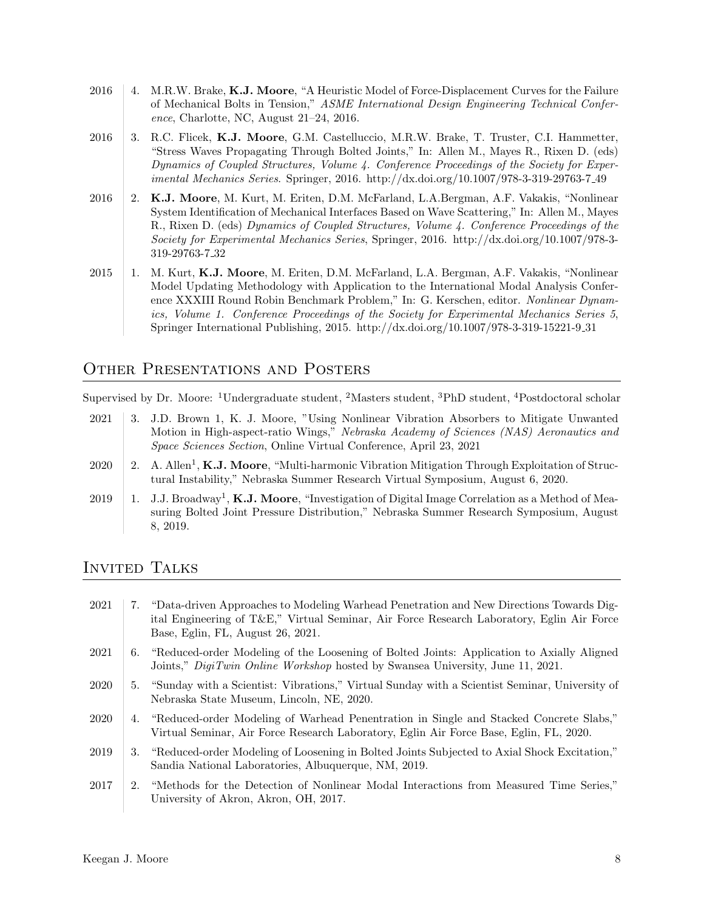2016 | 4. M.R.W. Brake, **K.J. Moore**, "A Heuristic Model of Force-Displacement Curves for the Failure of Mechanical Bolts in Tension," *ASME International Design Engineering Technical Conference*, Charlotte, NC, August 21–24, 2016.

2016 | 3. R.C. Flicek, **K.J. Moore**, G.M. Castelluccio, M.R.W. Brake, T. Truster, C.I. Hammetter, "Stress Waves Propagating Through Bolted Joints," In: Allen M., Mayes R., Rixen D. (eds) *Dynamics of Coupled Structures, Volume 4. Conference Proceedings of the Society for Experimental Mechanics Series*. Springer, 2016. http://dx.doi.org/10.1007/978-3-319-29763-7_49

2016 | 2. **K.J. Moore**, M. Kurt, M. Eriten, D.M. McFarland, L.A.Bergman, A.F. Vakakis, "Nonlinear System Identification of Mechanical Interfaces Based on Wave Scattering," In: Allen M., Mayes R., Rixen D. (eds) *Dynamics of Coupled Structures, Volume 4. Conference Proceedings of the Society for Experimental Mechanics Series*, Springer, 2016. http://dx.doi.org/10.1007/978-3-319-29763-7_32

2015 | 1. M. Kurt, **K.J. Moore**, M. Eriten, D.M. McFarland, L.A. Bergman, A.F. Vakakis, "Nonlinear Model Updating Methodology with Application to the International Modal Analysis Conference XXXIII Round Robin Benchmark Problem," In: G. Kerschen, editor. *Nonlinear Dynamics, Volume 1. Conference Proceedings of the Society for Experimental Mechanics Series 5*, Springer International Publishing, 2015. http://dx.doi.org/10.1007/978-3-319-15221-9_31

## Other Presentations and Posters

Supervised by Dr. Moore: [1]Undergraduate student, [2]Masters student, [3]PhD student, [4]Postdoctoral scholar

2021 | 3. J.D. Brown 1, K. J. Moore, "Using Nonlinear Vibration Absorbers to Mitigate Unwanted Motion in High-aspect-ratio Wings," *Nebraska Academy of Sciences (NAS) Aeronautics and Space Sciences Section*, Online Virtual Conference, April 23, 2021

2020 | 2. A. Allen[1], **K.J. Moore**, "Multi-harmonic Vibration Mitigation Through Exploitation of Structural Instability," Nebraska Summer Research Virtual Symposium, August 6, 2020.

2019 | 1. J.J. Broadway[1], **K.J. Moore**, "Investigation of Digital Image Correlation as a Method of Measuring Bolted Joint Pressure Distribution," Nebraska Summer Research Symposium, August 8, 2019.

## Invited Talks

2021 | 7. "Data-driven Approaches to Modeling Warhead Penetration and New Directions Towards Digital Engineering of T&E," Virtual Seminar, Air Force Research Laboratory, Eglin Air Force Base, Eglin, FL, August 26, 2021.

2021 | 6. "Reduced-order Modeling of the Loosening of Bolted Joints: Application to Axially Aligned Joints," *DigiTwin Online Workshop* hosted by Swansea University, June 11, 2021.

2020 | 5. "Sunday with a Scientist: Vibrations," Virtual Sunday with a Scientist Seminar, University of Nebraska State Museum, Lincoln, NE, 2020.

2020 | 4. "Reduced-order Modeling of Warhead Penentration in Single and Stacked Concrete Slabs," Virtual Seminar, Air Force Research Laboratory, Eglin Air Force Base, Eglin, FL, 2020.

2019 | 3. "Reduced-order Modeling of Loosening in Bolted Joints Subjected to Axial Shock Excitation," Sandia National Laboratories, Albuquerque, NM, 2019.

2017 | 2. "Methods for the Detection of Nonlinear Modal Interactions from Measured Time Series," University of Akron, Akron, OH, 2017.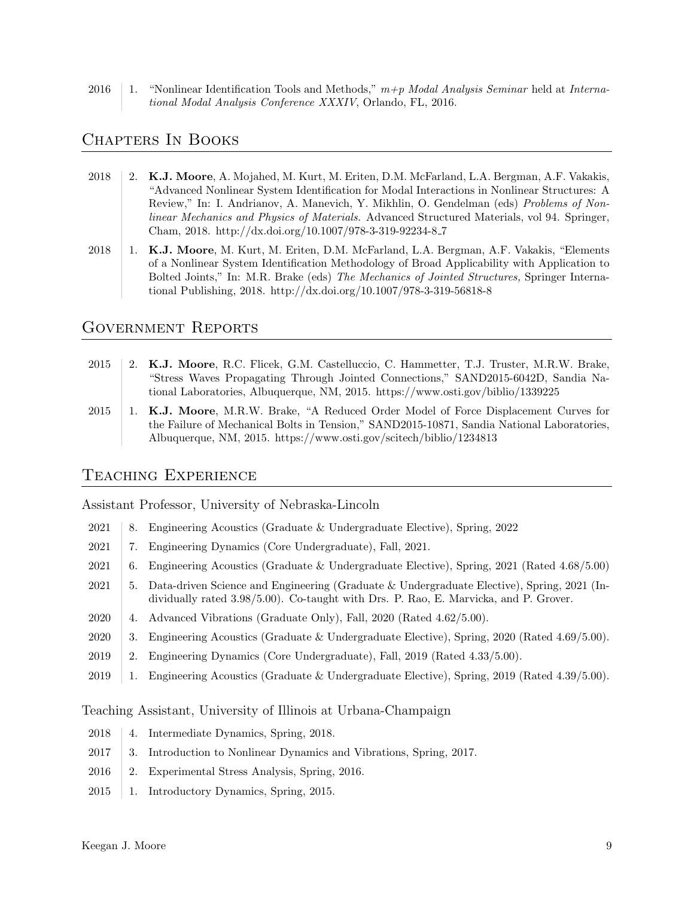2016 | 1. "Nonlinear Identification Tools and Methods," *m+p Modal Analysis Seminar* held at *International Modal Analysis Conference XXXIV*, Orlando, FL, 2016.

## Chapters In Books

2018 | 2. **K.J. Moore**, A. Mojahed, M. Kurt, M. Eriten, D.M. McFarland, L.A. Bergman, A.F. Vakakis, "Advanced Nonlinear System Identification for Modal Interactions in Nonlinear Structures: A Review," In: I. Andrianov, A. Manevich, Y. Mikhlin, O. Gendelman (eds) *Problems of Nonlinear Mechanics and Physics of Materials.* Advanced Structured Materials, vol 94. Springer, Cham, 2018. http://dx.doi.org/10.1007/978-3-319-92234-8_7

2018 | 1. **K.J. Moore**, M. Kurt, M. Eriten, D.M. McFarland, L.A. Bergman, A.F. Vakakis, "Elements of a Nonlinear System Identification Methodology of Broad Applicability with Application to Bolted Joints," In: M.R. Brake (eds) *The Mechanics of Jointed Structures,* Springer International Publishing, 2018. http://dx.doi.org/10.1007/978-3-319-56818-8

## Government Reports

2015 | 2. **K.J. Moore**, R.C. Flicek, G.M. Castelluccio, C. Hammetter, T.J. Truster, M.R.W. Brake, "Stress Waves Propagating Through Jointed Connections," SAND2015-6042D, Sandia National Laboratories, Albuquerque, NM, 2015. https://www.osti.gov/biblio/1339225

2015 | 1. **K.J. Moore**, M.R.W. Brake, "A Reduced Order Model of Force Displacement Curves for the Failure of Mechanical Bolts in Tension," SAND2015-10871, Sandia National Laboratories, Albuquerque, NM, 2015. https://www.osti.gov/scitech/biblio/1234813

## Teaching Experience

### Assistant Professor, University of Nebraska-Lincoln

2021 | 8. Engineering Acoustics (Graduate & Undergraduate Elective), Spring, 2022

2021 | 7. Engineering Dynamics (Core Undergraduate), Fall, 2021.

2021 | 6. Engineering Acoustics (Graduate & Undergraduate Elective), Spring, 2021 (Rated 4.68/5.00)

2021 | 5. Data-driven Science and Engineering (Graduate & Undergraduate Elective), Spring, 2021 (Individually rated 3.98/5.00). Co-taught with Drs. P. Rao, E. Marvicka, and P. Grover.

2020 | 4. Advanced Vibrations (Graduate Only), Fall, 2020 (Rated 4.62/5.00).

2020 | 3. Engineering Acoustics (Graduate & Undergraduate Elective), Spring, 2020 (Rated 4.69/5.00).

2019 | 2. Engineering Dynamics (Core Undergraduate), Fall, 2019 (Rated 4.33/5.00).

2019 | 1. Engineering Acoustics (Graduate & Undergraduate Elective), Spring, 2019 (Rated 4.39/5.00).

### Teaching Assistant, University of Illinois at Urbana-Champaign

2018 | 4. Intermediate Dynamics, Spring, 2018.

2017 | 3. Introduction to Nonlinear Dynamics and Vibrations, Spring, 2017.

2016 | 2. Experimental Stress Analysis, Spring, 2016.

2015 | 1. Introductory Dynamics, Spring, 2015.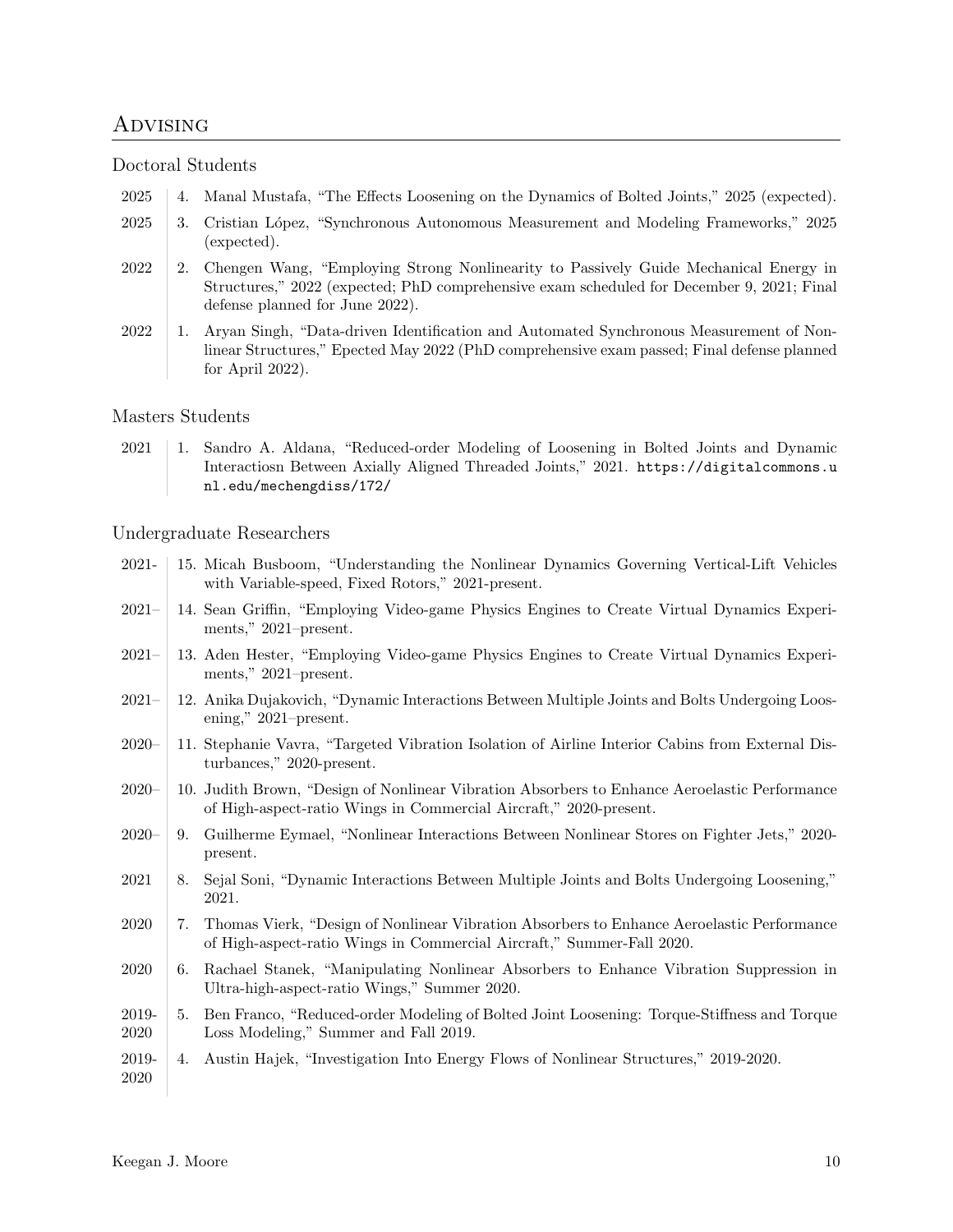## Advising

### Doctoral Students

2025 | 4. Manal Mustafa, "The Effects Loosening on the Dynamics of Bolted Joints," 2025 (expected).

2025 | 3. Cristian López, "Synchronous Autonomous Measurement and Modeling Frameworks," 2025 (expected).

2022 | 2. Chengen Wang, "Employing Strong Nonlinearity to Passively Guide Mechanical Energy in Structures," 2022 (expected; PhD comprehensive exam scheduled for December 9, 2021; Final defense planned for June 2022).

2022 | 1. Aryan Singh, "Data-driven Identification and Automated Synchronous Measurement of Nonlinear Structures," Epected May 2022 (PhD comprehensive exam passed; Final defense planned for April 2022).

### Masters Students

2021 | 1. Sandro A. Aldana, "Reduced-order Modeling of Loosening in Bolted Joints and Dynamic Interactiosn Between Axially Aligned Threaded Joints," 2021. `https://digitalcommons.unl.edu/mechengdiss/172/`

### Undergraduate Researchers

2021- | 15. Micah Busboom, "Understanding the Nonlinear Dynamics Governing Vertical-Lift Vehicles with Variable-speed, Fixed Rotors," 2021-present.

2021– | 14. Sean Griffin, "Employing Video-game Physics Engines to Create Virtual Dynamics Experiments," 2021–present.

2021– | 13. Aden Hester, "Employing Video-game Physics Engines to Create Virtual Dynamics Experiments," 2021–present.

2021– | 12. Anika Dujakovich, "Dynamic Interactions Between Multiple Joints and Bolts Undergoing Loosening," 2021–present.

2020– | 11. Stephanie Vavra, "Targeted Vibration Isolation of Airline Interior Cabins from External Disturbances," 2020-present.

2020– | 10. Judith Brown, "Design of Nonlinear Vibration Absorbers to Enhance Aeroelastic Performance of High-aspect-ratio Wings in Commercial Aircraft," 2020-present.

2020– | 9. Guilherme Eymael, "Nonlinear Interactions Between Nonlinear Stores on Fighter Jets," 2020-present.

2021 | 8. Sejal Soni, "Dynamic Interactions Between Multiple Joints and Bolts Undergoing Loosening," 2021.

2020 | 7. Thomas Vierk, "Design of Nonlinear Vibration Absorbers to Enhance Aeroelastic Performance of High-aspect-ratio Wings in Commercial Aircraft," Summer-Fall 2020.

2020 | 6. Rachael Stanek, "Manipulating Nonlinear Absorbers to Enhance Vibration Suppression in Ultra-high-aspect-ratio Wings," Summer 2020.

2019-2020 | 5. Ben Franco, "Reduced-order Modeling of Bolted Joint Loosening: Torque-Stiffness and Torque Loss Modeling," Summer and Fall 2019.

2019-2020 | 4. Austin Hajek, "Investigation Into Energy Flows of Nonlinear Structures," 2019-2020.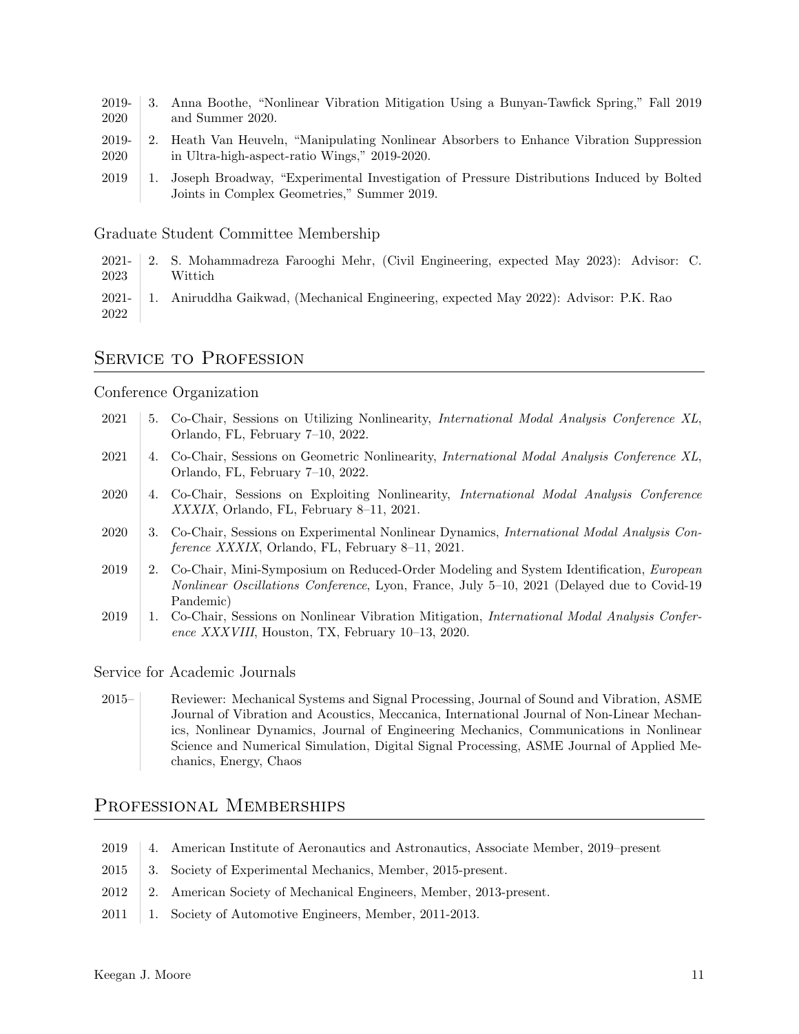| | |
|---|---|
| 2019-2020 | 3. Anna Boothe, "Nonlinear Vibration Mitigation Using a Bunyan-Tawfick Spring," Fall 2019 and Summer 2020. |
| 2019-2020 | 2. Heath Van Heuveln, "Manipulating Nonlinear Absorbers to Enhance Vibration Suppression in Ultra-high-aspect-ratio Wings," 2019-2020. |
| 2019 | 1. Joseph Broadway, "Experimental Investigation of Pressure Distributions Induced by Bolted Joints in Complex Geometries," Summer 2019. |

### Graduate Student Committee Membership

| | |
|---|---|
| 2021-2023 | 2. S. Mohammadreza Farooghi Mehr, (Civil Engineering, expected May 2023): Advisor: C. Wittich |
| 2021-2022 | 1. Aniruddha Gaikwad, (Mechanical Engineering, expected May 2022): Advisor: P.K. Rao |

## Service to Profession

### Conference Organization

| | |
|---|---|
| 2021 | 5. Co-Chair, Sessions on Utilizing Nonlinearity, *International Modal Analysis Conference XL*, Orlando, FL, February 7–10, 2022. |
| 2021 | 4. Co-Chair, Sessions on Geometric Nonlinearity, *International Modal Analysis Conference XL*, Orlando, FL, February 7–10, 2022. |
| 2020 | 4. Co-Chair, Sessions on Exploiting Nonlinearity, *International Modal Analysis Conference XXXIX*, Orlando, FL, February 8–11, 2021. |
| 2020 | 3. Co-Chair, Sessions on Experimental Nonlinear Dynamics, *International Modal Analysis Conference XXXIX*, Orlando, FL, February 8–11, 2021. |
| 2019 | 2. Co-Chair, Mini-Symposium on Reduced-Order Modeling and System Identification, *European Nonlinear Oscillations Conference*, Lyon, France, July 5–10, 2021 (Delayed due to Covid-19 Pandemic) |
| 2019 | 1. Co-Chair, Sessions on Nonlinear Vibration Mitigation, *International Modal Analysis Conference XXXVIII*, Houston, TX, February 10–13, 2020. |

### Service for Academic Journals

| | |
|---|---|
| 2015– | Reviewer: Mechanical Systems and Signal Processing, Journal of Sound and Vibration, ASME Journal of Vibration and Acoustics, Meccanica, International Journal of Non-Linear Mechanics, Nonlinear Dynamics, Journal of Engineering Mechanics, Communications in Nonlinear Science and Numerical Simulation, Digital Signal Processing, ASME Journal of Applied Mechanics, Energy, Chaos |

## Professional Memberships

| | |
|---|---|
| 2019 | 4. American Institute of Aeronautics and Astronautics, Associate Member, 2019–present |
| 2015 | 3. Society of Experimental Mechanics, Member, 2015-present. |
| 2012 | 2. American Society of Mechanical Engineers, Member, 2013-present. |
| 2011 | 1. Society of Automotive Engineers, Member, 2011-2013. |